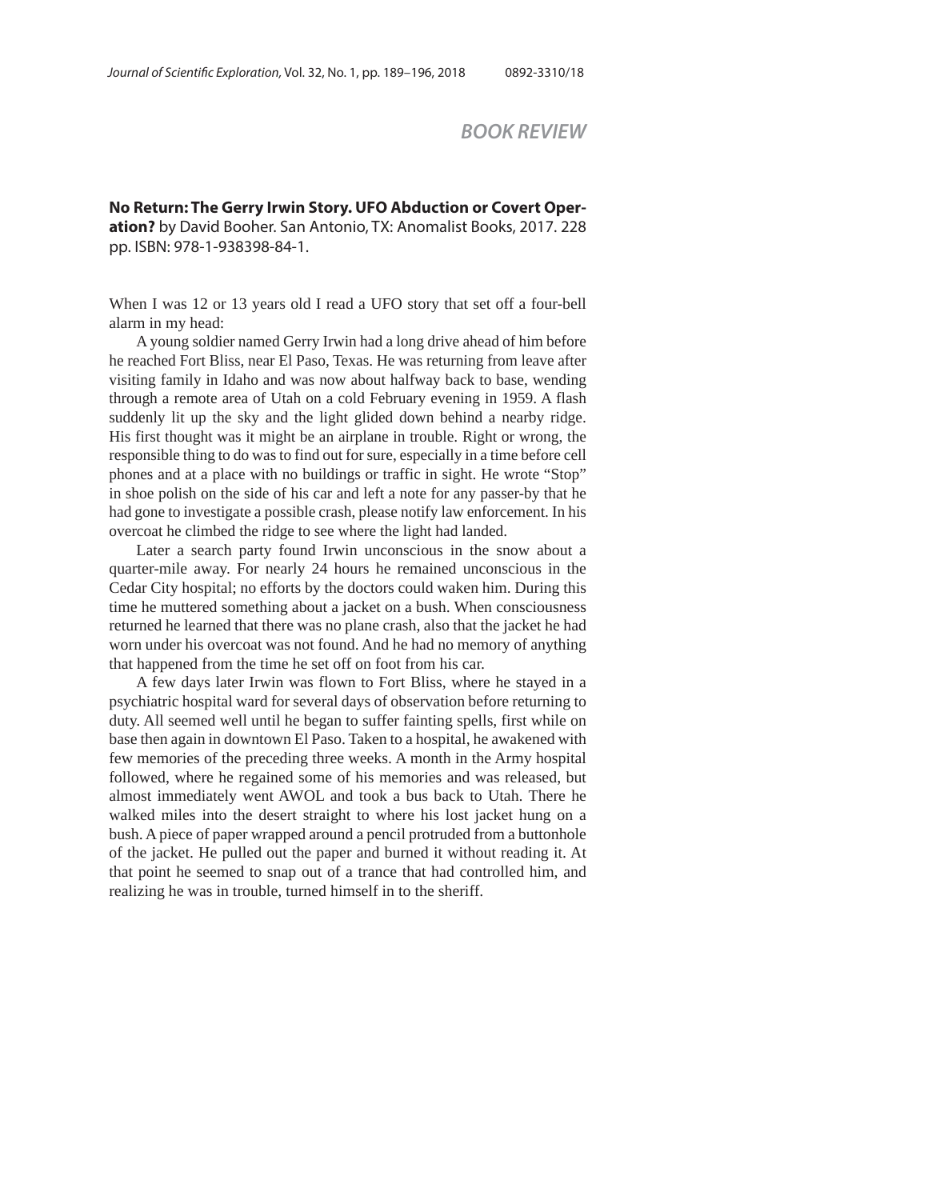# BOOK REVIEW

**No Return: The Gerry Irwin Story. UFO Abduction or Covert Operation?** by David Booher. San Antonio, TX: Anomalist Books, 2017. 228 pp. ISBN: 978-1-938398-84-1.

When I was 12 or 13 years old I read a UFO story that set off a four-bell alarm in my head:

A young soldier named Gerry Irwin had a long drive ahead of him before he reached Fort Bliss, near El Paso, Texas. He was returning from leave after visiting family in Idaho and was now about halfway back to base, wending through a remote area of Utah on a cold February evening in 1959. A flash suddenly lit up the sky and the light glided down behind a nearby ridge. His first thought was it might be an airplane in trouble. Right or wrong, the responsible thing to do was to find out for sure, especially in a time before cell phones and at a place with no buildings or traffic in sight. He wrote "Stop" in shoe polish on the side of his car and left a note for any passer-by that he had gone to investigate a possible crash, please notify law enforcement. In his overcoat he climbed the ridge to see where the light had landed.

Later a search party found Irwin unconscious in the snow about a quarter-mile away. For nearly 24 hours he remained unconscious in the Cedar City hospital; no efforts by the doctors could waken him. During this time he muttered something about a jacket on a bush. When consciousness returned he learned that there was no plane crash, also that the jacket he had worn under his overcoat was not found. And he had no memory of anything that happened from the time he set off on foot from his car.

A few days later Irwin was flown to Fort Bliss, where he stayed in a psychiatric hospital ward for several days of observation before returning to duty. All seemed well until he began to suffer fainting spells, first while on base then again in downtown El Paso. Taken to a hospital, he awakened with few memories of the preceding three weeks. A month in the Army hospital followed, where he regained some of his memories and was released, but almost immediately went AWOL and took a bus back to Utah. There he walked miles into the desert straight to where his lost jacket hung on a bush. A piece of paper wrapped around a pencil protruded from a buttonhole of the jacket. He pulled out the paper and burned it without reading it. At that point he seemed to snap out of a trance that had controlled him, and realizing he was in trouble, turned himself in to the sheriff.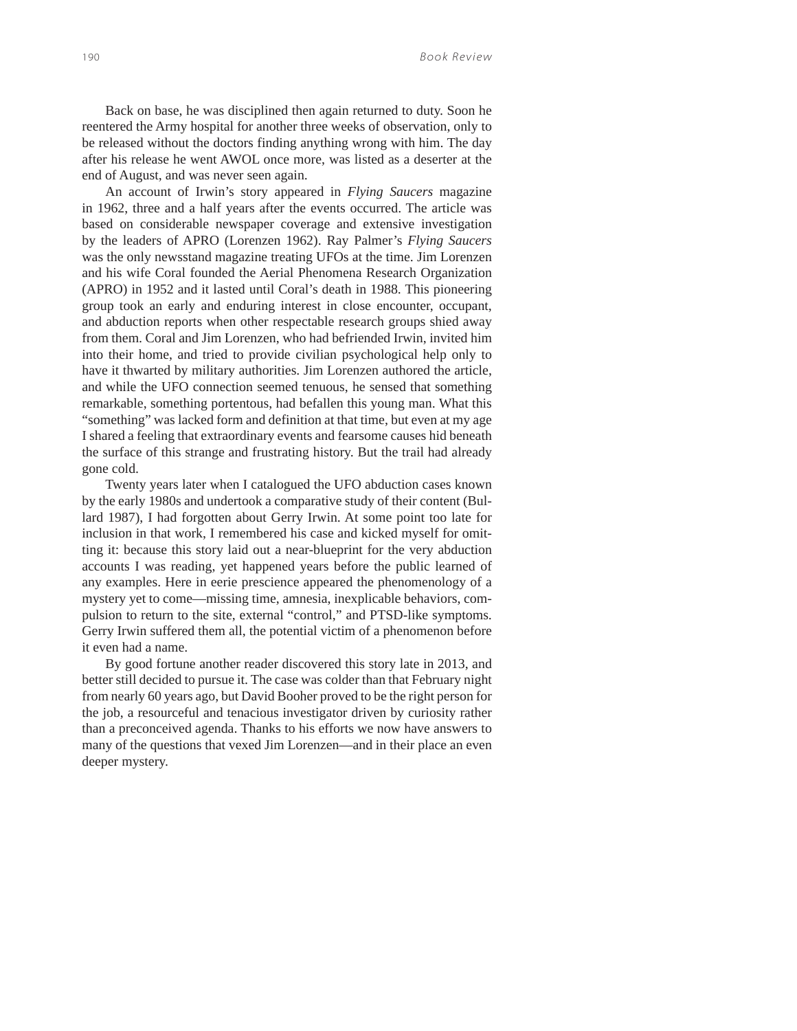Back on base, he was disciplined then again returned to duty. Soon he reentered the Army hospital for another three weeks of observation, only to be released without the doctors finding anything wrong with him. The day after his release he went AWOL once more, was listed as a deserter at the end of August, and was never seen again.

An account of Irwin's story appeared in *Flying Saucers* magazine in 1962, three and a half years after the events occurred. The article was based on considerable newspaper coverage and extensive investigation by the leaders of APRO (Lorenzen 1962). Ray Palmer's *Flying Saucers* was the only newsstand magazine treating UFOs at the time. Jim Lorenzen and his wife Coral founded the Aerial Phenomena Research Organization (APRO) in 1952 and it lasted until Coral's death in 1988. This pioneering group took an early and enduring interest in close encounter, occupant, and abduction reports when other respectable research groups shied away from them. Coral and Jim Lorenzen, who had befriended Irwin, invited him into their home, and tried to provide civilian psychological help only to have it thwarted by military authorities. Jim Lorenzen authored the article, and while the UFO connection seemed tenuous, he sensed that something remarkable, something portentous, had befallen this young man. What this "something" was lacked form and definition at that time, but even at my age I shared a feeling that extraordinary events and fearsome causes hid beneath the surface of this strange and frustrating history. But the trail had already gone cold.

Twenty years later when I catalogued the UFO abduction cases known by the early 1980s and undertook a comparative study of their content (Bullard 1987), I had forgotten about Gerry Irwin. At some point too late for inclusion in that work, I remembered his case and kicked myself for omitting it: because this story laid out a near-blueprint for the very abduction accounts I was reading, yet happened years before the public learned of any examples. Here in eerie prescience appeared the phenomenology of a mystery yet to come—missing time, amnesia, inexplicable behaviors, compulsion to return to the site, external "control," and PTSD-like symptoms. Gerry Irwin suffered them all, the potential victim of a phenomenon before it even had a name.

By good fortune another reader discovered this story late in 2013, and better still decided to pursue it. The case was colder than that February night from nearly 60 years ago, but David Booher proved to be the right person for the job, a resourceful and tenacious investigator driven by curiosity rather than a preconceived agenda. Thanks to his efforts we now have answers to many of the questions that vexed Jim Lorenzen—and in their place an even deeper mystery.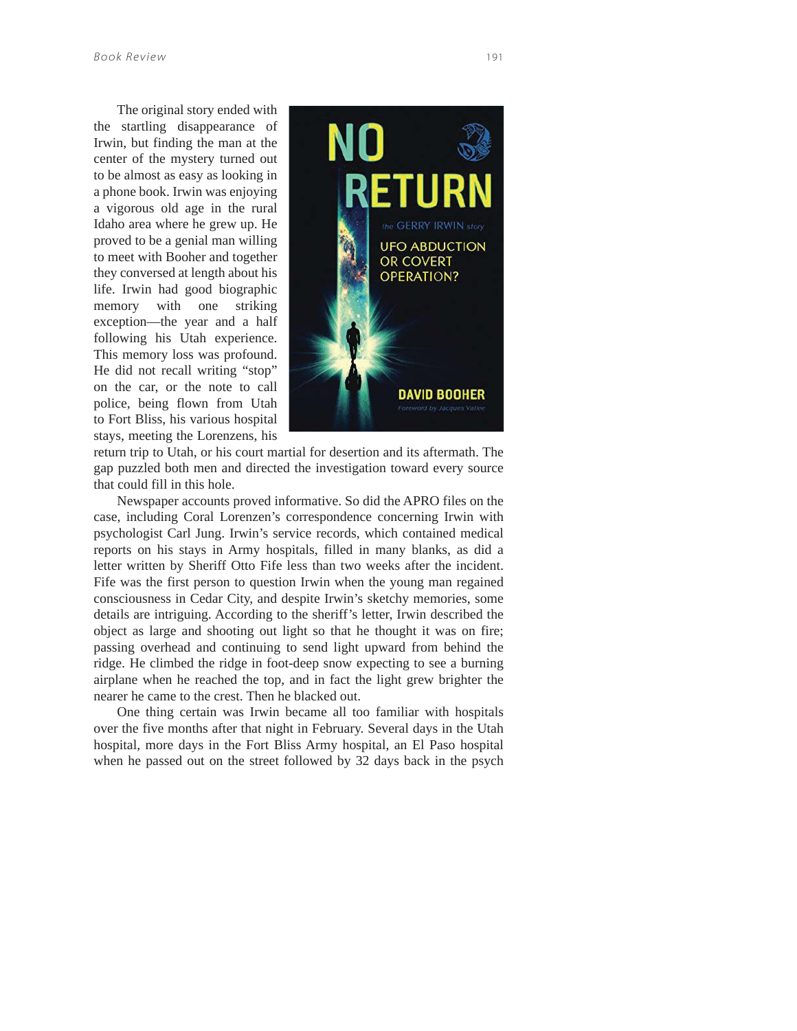The original story ended with the startling disappearance of Irwin, but finding the man at the center of the mystery turned out to be almost as easy as looking in a phone book. Irwin was enjoying a vigorous old age in the rural Idaho area where he grew up. He proved to be a genial man willing to meet with Booher and together they conversed at length about his life. Irwin had good biographic memory with one striking exception—the year and a half following his Utah experience. This memory loss was profound. He did not recall writing "stop" on the car, or the note to call police, being flown from Utah to Fort Bliss, his various hospital stays, meeting the Lorenzens, his return trip to Utah, or his court martial for desertion and its aftermath. The gap puzzled both men and directed the investigation toward every source that could fill in this hole.

Newspaper accounts proved informative. So did the APRO files on the case, including Coral Lorenzen's correspondence concerning Irwin with psychologist Carl Jung. Irwin's service records, which contained medical reports on his stays in Army hospitals, filled in many blanks, as did a letter written by Sheriff Otto Fife less than two weeks after the incident. Fife was the first person to question Irwin when the young man regained consciousness in Cedar City, and despite Irwin's sketchy memories, some details are intriguing. According to the sheriff's letter, Irwin described the object as large and shooting out light so that he thought it was on fire; passing overhead and continuing to send light upward from behind the ridge. He climbed the ridge in foot-deep snow expecting to see a burning airplane when he reached the top, and in fact the light grew brighter the nearer he came to the crest. Then he blacked out.

One thing certain was Irwin became all too familiar with hospitals over the five months after that night in February. Several days in the Utah hospital, more days in the Fort Bliss Army hospital, an El Paso hospital when he passed out on the street followed by 32 days back in the psych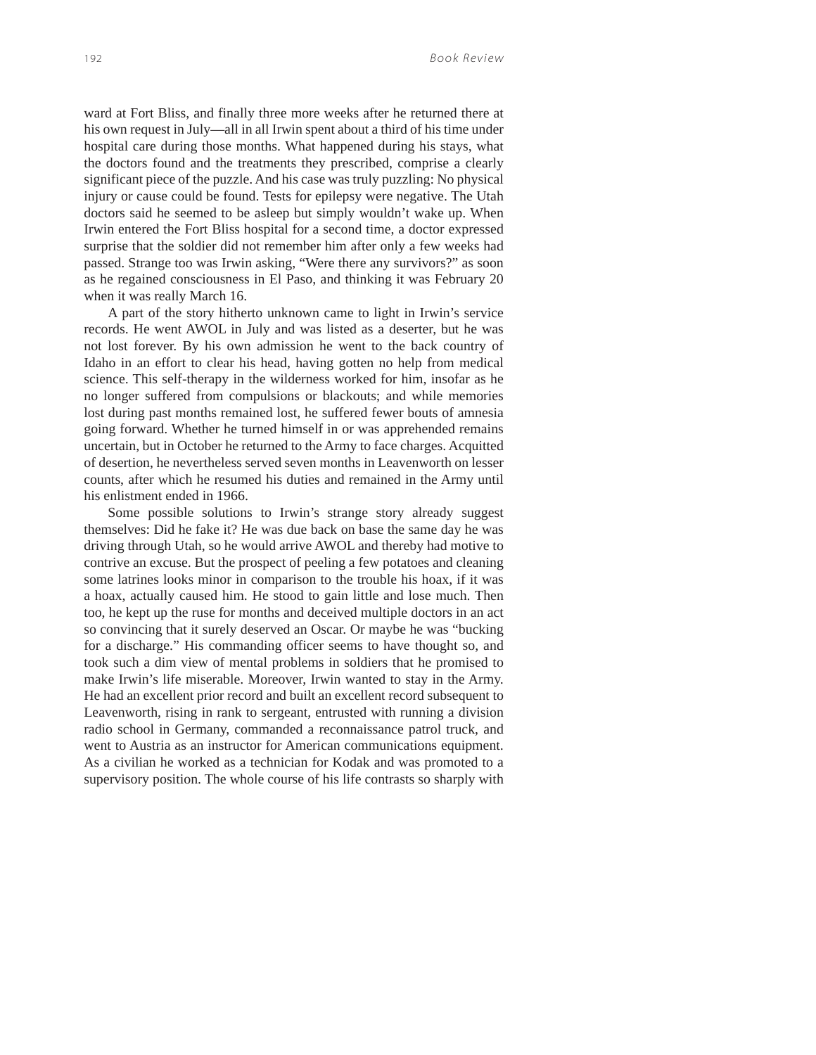ward at Fort Bliss, and finally three more weeks after he returned there at his own request in July—all in all Irwin spent about a third of his time under hospital care during those months. What happened during his stays, what the doctors found and the treatments they prescribed, comprise a clearly significant piece of the puzzle. And his case was truly puzzling: No physical injury or cause could be found. Tests for epilepsy were negative. The Utah doctors said he seemed to be asleep but simply wouldn't wake up. When Irwin entered the Fort Bliss hospital for a second time, a doctor expressed surprise that the soldier did not remember him after only a few weeks had passed. Strange too was Irwin asking, "Were there any survivors?" as soon as he regained consciousness in El Paso, and thinking it was February 20 when it was really March 16.

A part of the story hitherto unknown came to light in Irwin's service records. He went AWOL in July and was listed as a deserter, but he was not lost forever. By his own admission he went to the back country of Idaho in an effort to clear his head, having gotten no help from medical science. This self-therapy in the wilderness worked for him, insofar as he no longer suffered from compulsions or blackouts; and while memories lost during past months remained lost, he suffered fewer bouts of amnesia going forward. Whether he turned himself in or was apprehended remains uncertain, but in October he returned to the Army to face charges. Acquitted of desertion, he nevertheless served seven months in Leavenworth on lesser counts, after which he resumed his duties and remained in the Army until his enlistment ended in 1966.

Some possible solutions to Irwin's strange story already suggest themselves: Did he fake it? He was due back on base the same day he was driving through Utah, so he would arrive AWOL and thereby had motive to contrive an excuse. But the prospect of peeling a few potatoes and cleaning some latrines looks minor in comparison to the trouble his hoax, if it was a hoax, actually caused him. He stood to gain little and lose much. Then too, he kept up the ruse for months and deceived multiple doctors in an act so convincing that it surely deserved an Oscar. Or maybe he was "bucking for a discharge." His commanding officer seems to have thought so, and took such a dim view of mental problems in soldiers that he promised to make Irwin's life miserable. Moreover, Irwin wanted to stay in the Army. He had an excellent prior record and built an excellent record subsequent to Leavenworth, rising in rank to sergeant, entrusted with running a division radio school in Germany, commanded a reconnaissance patrol truck, and went to Austria as an instructor for American communications equipment. As a civilian he worked as a technician for Kodak and was promoted to a supervisory position. The whole course of his life contrasts so sharply with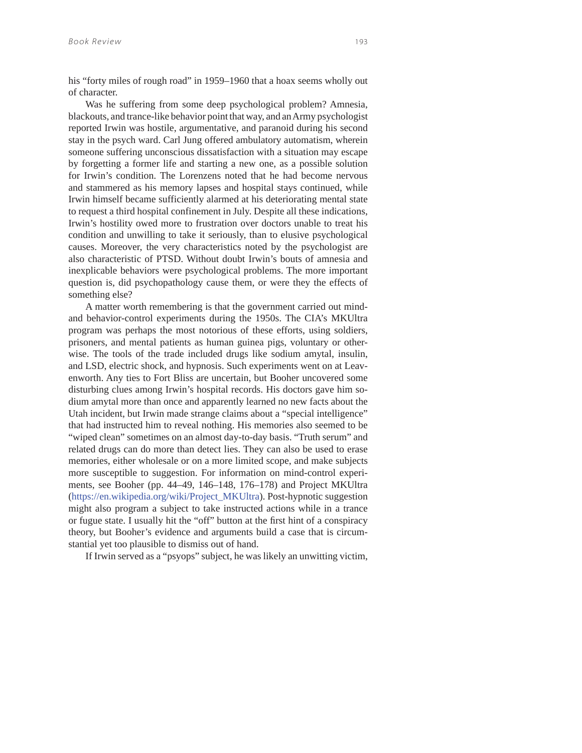his "forty miles of rough road" in 1959–1960 that a hoax seems wholly out of character.

Was he suffering from some deep psychological problem? Amnesia, blackouts, and trance-like behavior point that way, and an Army psychologist reported Irwin was hostile, argumentative, and paranoid during his second stay in the psych ward. Carl Jung offered ambulatory automatism, wherein someone suffering unconscious dissatisfaction with a situation may escape by forgetting a former life and starting a new one, as a possible solution for Irwin's condition. The Lorenzens noted that he had become nervous and stammered as his memory lapses and hospital stays continued, while Irwin himself became sufficiently alarmed at his deteriorating mental state to request a third hospital confinement in July. Despite all these indications, Irwin's hostility owed more to frustration over doctors unable to treat his condition and unwilling to take it seriously, than to elusive psychological causes. Moreover, the very characteristics noted by the psychologist are also characteristic of PTSD. Without doubt Irwin's bouts of amnesia and inexplicable behaviors were psychological problems. The more important question is, did psychopathology cause them, or were they the effects of something else?

A matter worth remembering is that the government carried out mind- and behavior-control experiments during the 1950s. The CIA's MKUltra program was perhaps the most notorious of these efforts, using soldiers, prisoners, and mental patients as human guinea pigs, voluntary or otherwise. The tools of the trade included drugs like sodium amytal, insulin, and LSD, electric shock, and hypnosis. Such experiments went on at Leavenworth. Any ties to Fort Bliss are uncertain, but Booher uncovered some disturbing clues among Irwin's hospital records. His doctors gave him sodium amytal more than once and apparently learned no new facts about the Utah incident, but Irwin made strange claims about a "special intelligence" that had instructed him to reveal nothing. His memories also seemed to be "wiped clean" sometimes on an almost day-to-day basis. "Truth serum" and related drugs can do more than detect lies. They can also be used to erase memories, either wholesale or on a more limited scope, and make subjects more susceptible to suggestion. For information on mind-control experiments, see Booher (pp. 44–49, 146–148, 176–178) and Project MKUltra (https://en.wikipedia.org/wiki/Project_MKUltra). Post-hypnotic suggestion might also program a subject to take instructed actions while in a trance or fugue state. I usually hit the "off" button at the first hint of a conspiracy theory, but Booher's evidence and arguments build a case that is circumstantial yet too plausible to dismiss out of hand.

If Irwin served as a "psyops" subject, he was likely an unwitting victim,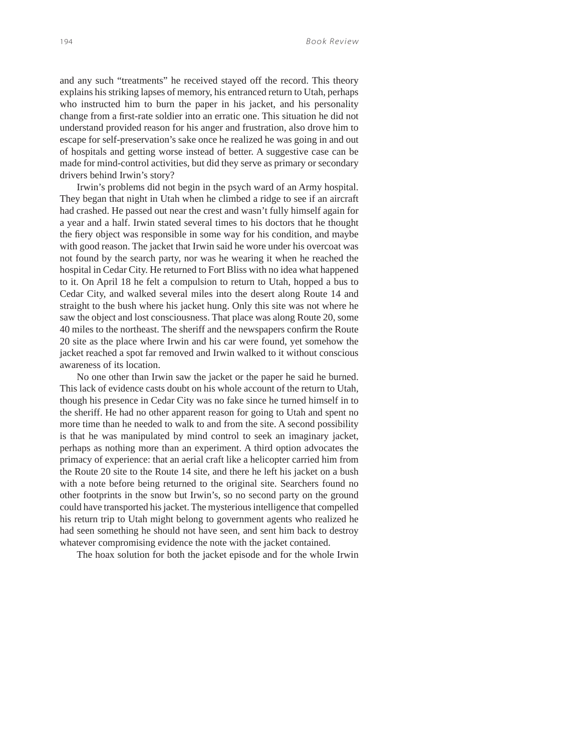and any such "treatments" he received stayed off the record. This theory explains his striking lapses of memory, his entranced return to Utah, perhaps who instructed him to burn the paper in his jacket, and his personality change from a first-rate soldier into an erratic one. This situation he did not understand provided reason for his anger and frustration, also drove him to escape for self-preservation's sake once he realized he was going in and out of hospitals and getting worse instead of better. A suggestive case can be made for mind-control activities, but did they serve as primary or secondary drivers behind Irwin's story?

Irwin's problems did not begin in the psych ward of an Army hospital. They began that night in Utah when he climbed a ridge to see if an aircraft had crashed. He passed out near the crest and wasn't fully himself again for a year and a half. Irwin stated several times to his doctors that he thought the fiery object was responsible in some way for his condition, and maybe with good reason. The jacket that Irwin said he wore under his overcoat was not found by the search party, nor was he wearing it when he reached the hospital in Cedar City. He returned to Fort Bliss with no idea what happened to it. On April 18 he felt a compulsion to return to Utah, hopped a bus to Cedar City, and walked several miles into the desert along Route 14 and straight to the bush where his jacket hung. Only this site was not where he saw the object and lost consciousness. That place was along Route 20, some 40 miles to the northeast. The sheriff and the newspapers confirm the Route 20 site as the place where Irwin and his car were found, yet somehow the jacket reached a spot far removed and Irwin walked to it without conscious awareness of its location.

No one other than Irwin saw the jacket or the paper he said he burned. This lack of evidence casts doubt on his whole account of the return to Utah, though his presence in Cedar City was no fake since he turned himself in to the sheriff. He had no other apparent reason for going to Utah and spent no more time than he needed to walk to and from the site. A second possibility is that he was manipulated by mind control to seek an imaginary jacket, perhaps as nothing more than an experiment. A third option advocates the primacy of experience: that an aerial craft like a helicopter carried him from the Route 20 site to the Route 14 site, and there he left his jacket on a bush with a note before being returned to the original site. Searchers found no other footprints in the snow but Irwin's, so no second party on the ground could have transported his jacket. The mysterious intelligence that compelled his return trip to Utah might belong to government agents who realized he had seen something he should not have seen, and sent him back to destroy whatever compromising evidence the note with the jacket contained.

The hoax solution for both the jacket episode and for the whole Irwin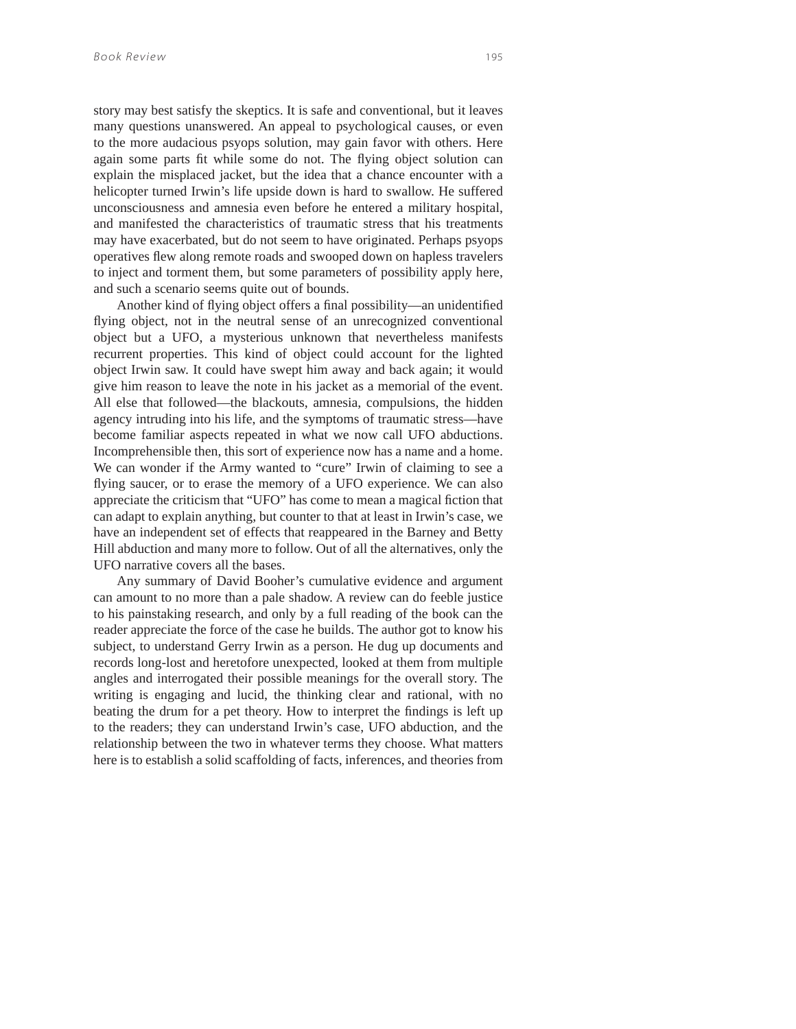story may best satisfy the skeptics. It is safe and conventional, but it leaves many questions unanswered. An appeal to psychological causes, or even to the more audacious psyops solution, may gain favor with others. Here again some parts fit while some do not. The flying object solution can explain the misplaced jacket, but the idea that a chance encounter with a helicopter turned Irwin's life upside down is hard to swallow. He suffered unconsciousness and amnesia even before he entered a military hospital, and manifested the characteristics of traumatic stress that his treatments may have exacerbated, but do not seem to have originated. Perhaps psyops operatives flew along remote roads and swooped down on hapless travelers to inject and torment them, but some parameters of possibility apply here, and such a scenario seems quite out of bounds.

Another kind of flying object offers a final possibility—an unidentified flying object, not in the neutral sense of an unrecognized conventional object but a UFO, a mysterious unknown that nevertheless manifests recurrent properties. This kind of object could account for the lighted object Irwin saw. It could have swept him away and back again; it would give him reason to leave the note in his jacket as a memorial of the event. All else that followed—the blackouts, amnesia, compulsions, the hidden agency intruding into his life, and the symptoms of traumatic stress—have become familiar aspects repeated in what we now call UFO abductions. Incomprehensible then, this sort of experience now has a name and a home. We can wonder if the Army wanted to "cure" Irwin of claiming to see a flying saucer, or to erase the memory of a UFO experience. We can also appreciate the criticism that "UFO" has come to mean a magical fiction that can adapt to explain anything, but counter to that at least in Irwin's case, we have an independent set of effects that reappeared in the Barney and Betty Hill abduction and many more to follow. Out of all the alternatives, only the UFO narrative covers all the bases.

Any summary of David Booher's cumulative evidence and argument can amount to no more than a pale shadow. A review can do feeble justice to his painstaking research, and only by a full reading of the book can the reader appreciate the force of the case he builds. The author got to know his subject, to understand Gerry Irwin as a person. He dug up documents and records long-lost and heretofore unexpected, looked at them from multiple angles and interrogated their possible meanings for the overall story. The writing is engaging and lucid, the thinking clear and rational, with no beating the drum for a pet theory. How to interpret the findings is left up to the readers; they can understand Irwin's case, UFO abduction, and the relationship between the two in whatever terms they choose. What matters here is to establish a solid scaffolding of facts, inferences, and theories from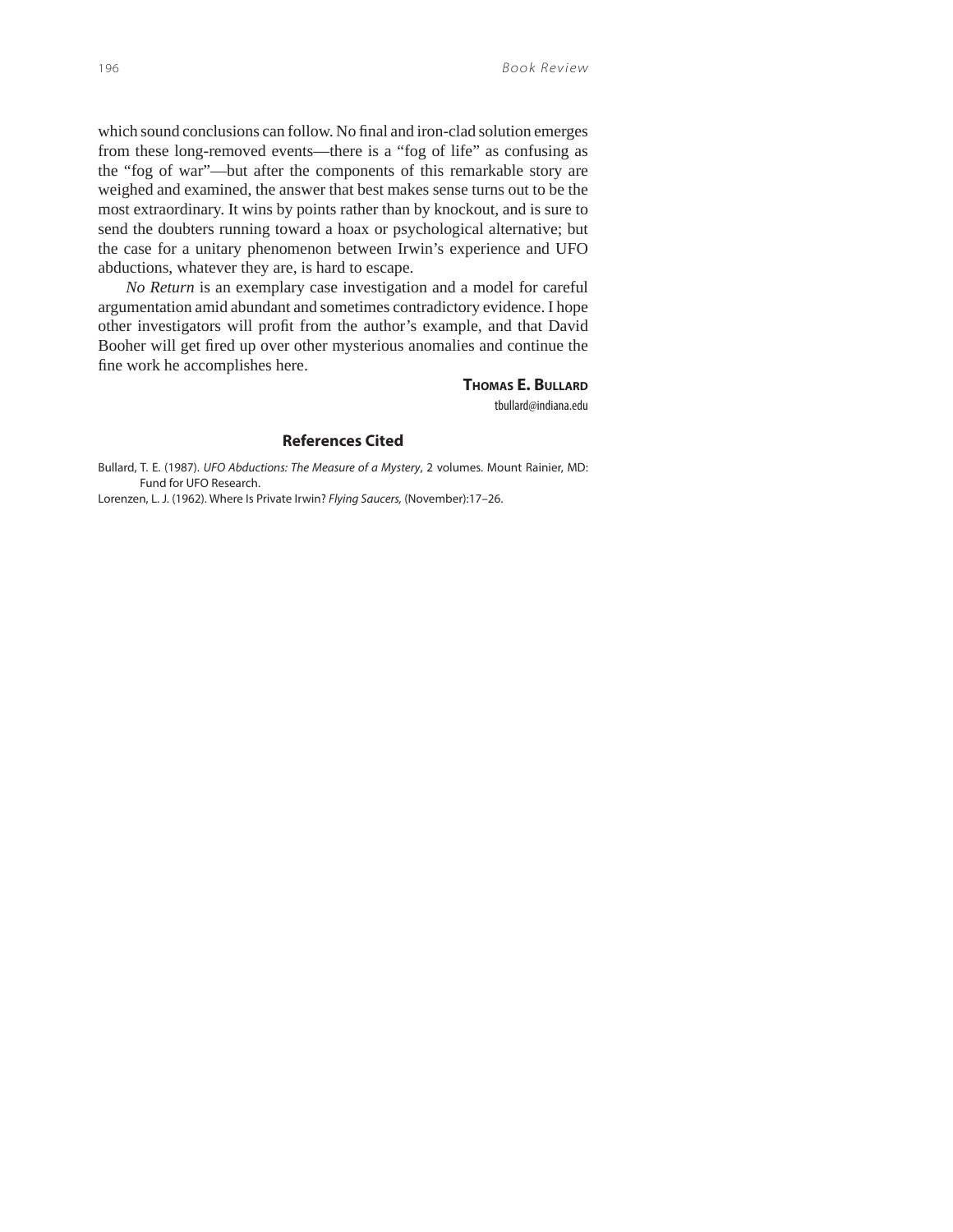which sound conclusions can follow. No final and iron-clad solution emerges from these long-removed events—there is a "fog of life" as confusing as the "fog of war"—but after the components of this remarkable story are weighed and examined, the answer that best makes sense turns out to be the most extraordinary. It wins by points rather than by knockout, and is sure to send the doubters running toward a hoax or psychological alternative; but the case for a unitary phenomenon between Irwin's experience and UFO abductions, whatever they are, is hard to escape.

*No Return* is an exemplary case investigation and a model for careful argumentation amid abundant and sometimes contradictory evidence. I hope other investigators will profit from the author's example, and that David Booher will get fired up over other mysterious anomalies and continue the fine work he accomplishes here.

**Thomas E. Bullard**
tbullard@indiana.edu

## References Cited

Bullard, T. E. (1987). *UFO Abductions: The Measure of a Mystery*, 2 volumes. Mount Rainier, MD: Fund for UFO Research.

Lorenzen, L. J. (1962). Where Is Private Irwin? *Flying Saucers,* (November):17–26.